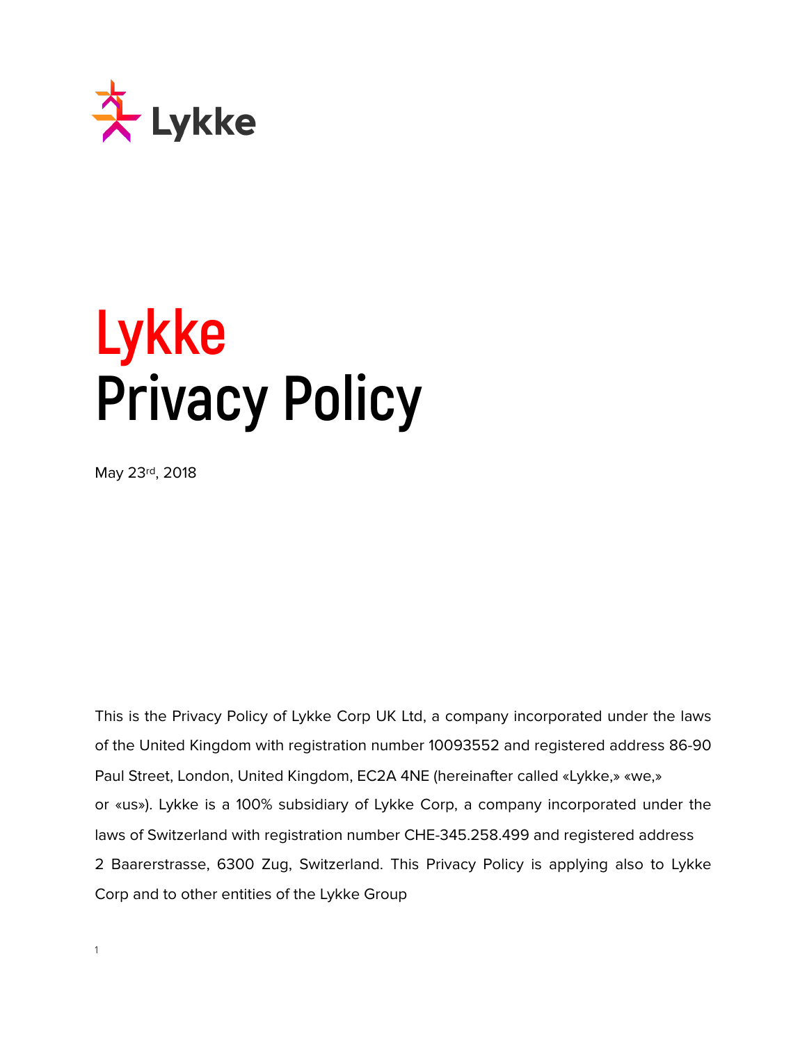# Lykke Privacy Policy

May 23rd, 2018

This is the Privacy Policy of Lykke Corp UK Ltd, a company incorporated under the laws of the United Kingdom with registration number 10093552 and registered address 86-90 Paul Street, London, United Kingdom, EC2A 4NE (hereinafter called «Lykke,» «we,» or «us»). Lykke is a 100% subsidiary of Lykke Corp, a company incorporated under the laws of Switzerland with registration number CHE-345.258.499 and registered address 2 Baarerstrasse, 6300 Zug, Switzerland. This Privacy Policy is applying also to Lykke Corp and to other entities of the Lykke Group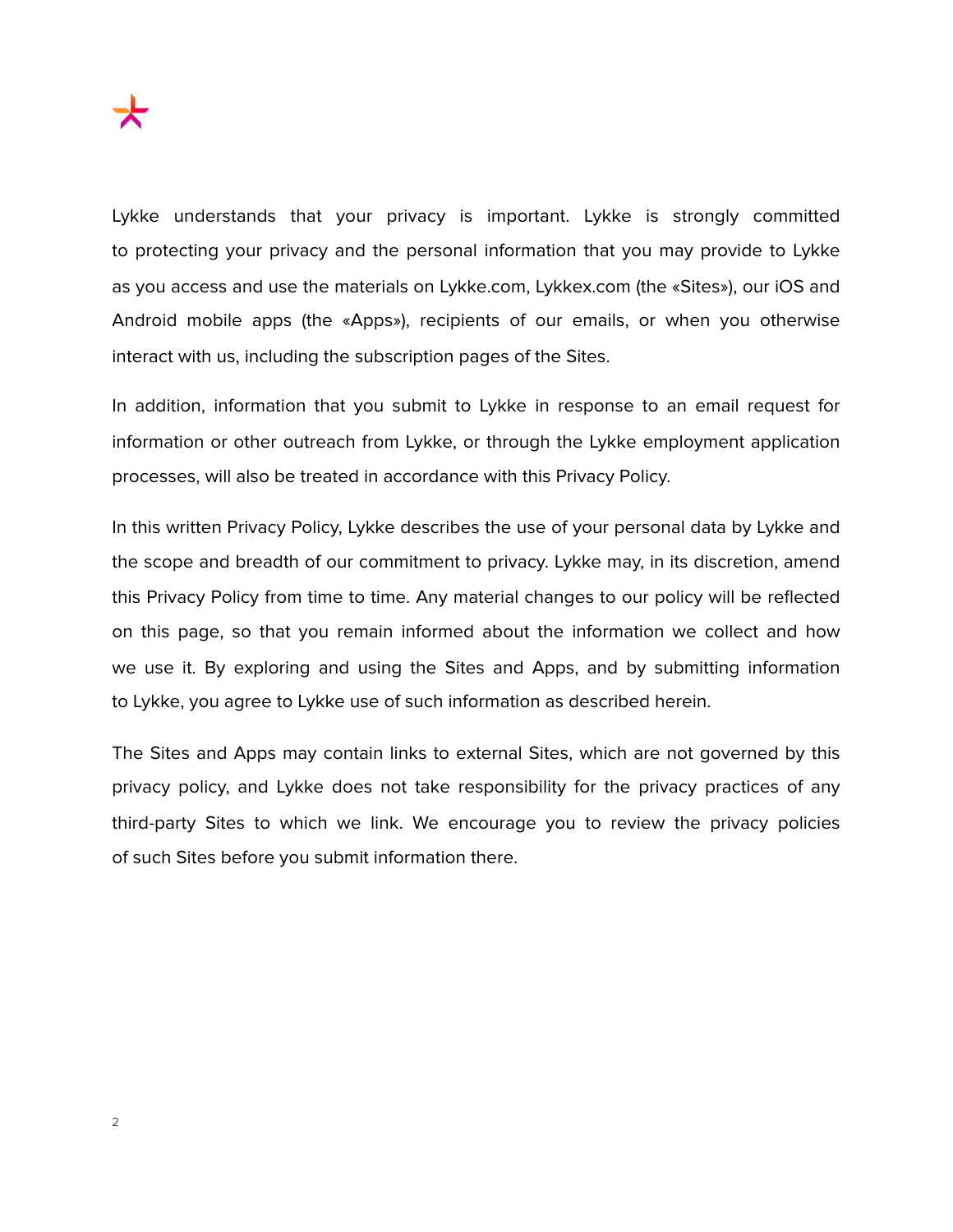Lykke understands that your privacy is important. Lykke is strongly committed to protecting your privacy and the personal information that you may provide to Lykke as you access and use the materials on Lykke.com, Lykkex.com (the «Sites»), our iOS and Android mobile apps (the «Apps»), recipients of our emails, or when you otherwise interact with us, including the subscription pages of the Sites.

In addition, information that you submit to Lykke in response to an email request for information or other outreach from Lykke, or through the Lykke employment application processes, will also be treated in accordance with this Privacy Policy.

In this written Privacy Policy, Lykke describes the use of your personal data by Lykke and the scope and breadth of our commitment to privacy. Lykke may, in its discretion, amend this Privacy Policy from time to time. Any material changes to our policy will be reflected on this page, so that you remain informed about the information we collect and how we use it. By exploring and using the Sites and Apps, and by submitting information to Lykke, you agree to Lykke use of such information as described herein.

The Sites and Apps may contain links to external Sites, which are not governed by this privacy policy, and Lykke does not take responsibility for the privacy practices of any third-party Sites to which we link. We encourage you to review the privacy policies of such Sites before you submit information there.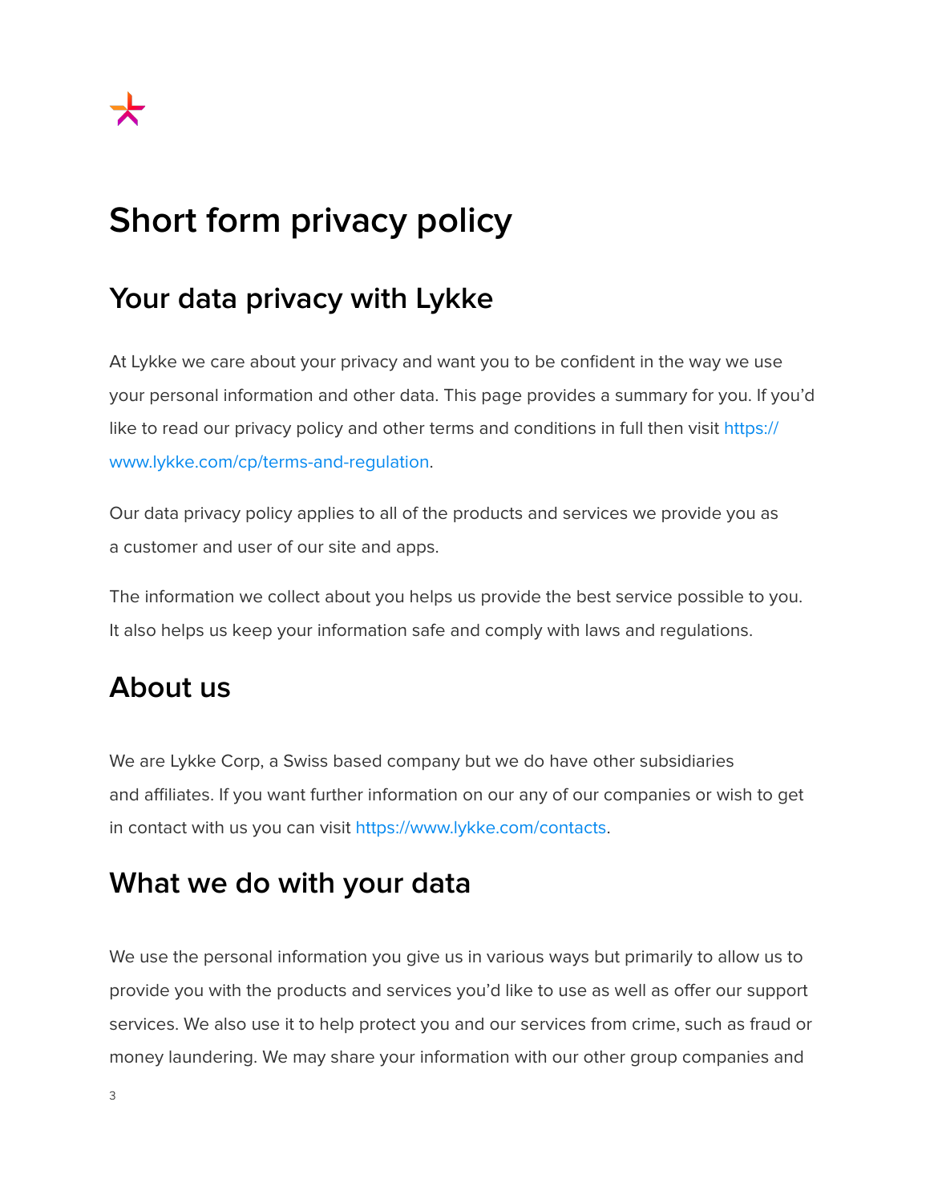# Short form privacy policy

## Your data privacy with Lykke

At Lykke we care about your privacy and want you to be confident in the way we use your personal information and other data. This page provides a summary for you. If you'd like to read our privacy policy and other terms and conditions in full then visit https://www.lykke.com/cp/terms-and-regulation.

Our data privacy policy applies to all of the products and services we provide you as a customer and user of our site and apps.

The information we collect about you helps us provide the best service possible to you. It also helps us keep your information safe and comply with laws and regulations.

## About us

We are Lykke Corp, a Swiss based company but we do have other subsidiaries and affiliates. If you want further information on our any of our companies or wish to get in contact with us you can visit https://www.lykke.com/contacts.

## What we do with your data

We use the personal information you give us in various ways but primarily to allow us to provide you with the products and services you'd like to use as well as offer our support services. We also use it to help protect you and our services from crime, such as fraud or money laundering. We may share your information with our other group companies and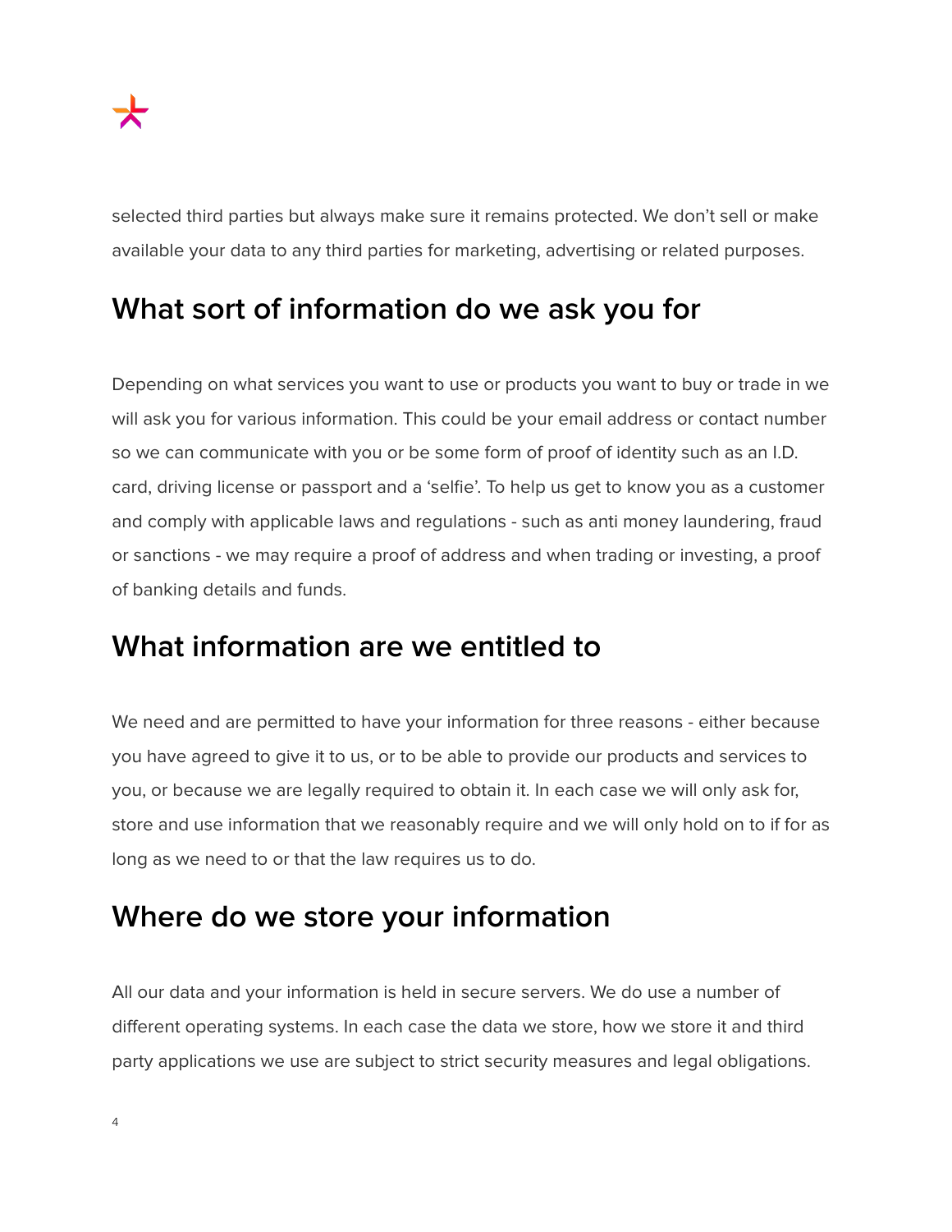selected third parties but always make sure it remains protected. We don’t sell or make available your data to any third parties for marketing, advertising or related purposes.

## What sort of information do we ask you for

Depending on what services you want to use or products you want to buy or trade in we will ask you for various information. This could be your email address or contact number so we can communicate with you or be some form of proof of identity such as an I.D. card, driving license or passport and a ‘selfie’. To help us get to know you as a customer and comply with applicable laws and regulations - such as anti money laundering, fraud or sanctions - we may require a proof of address and when trading or investing, a proof of banking details and funds.

## What information are we entitled to

We need and are permitted to have your information for three reasons - either because you have agreed to give it to us, or to be able to provide our products and services to you, or because we are legally required to obtain it. In each case we will only ask for, store and use information that we reasonably require and we will only hold on to if for as long as we need to or that the law requires us to do.

## Where do we store your information

All our data and your information is held in secure servers. We do use a number of different operating systems. In each case the data we store, how we store it and third party applications we use are subject to strict security measures and legal obligations.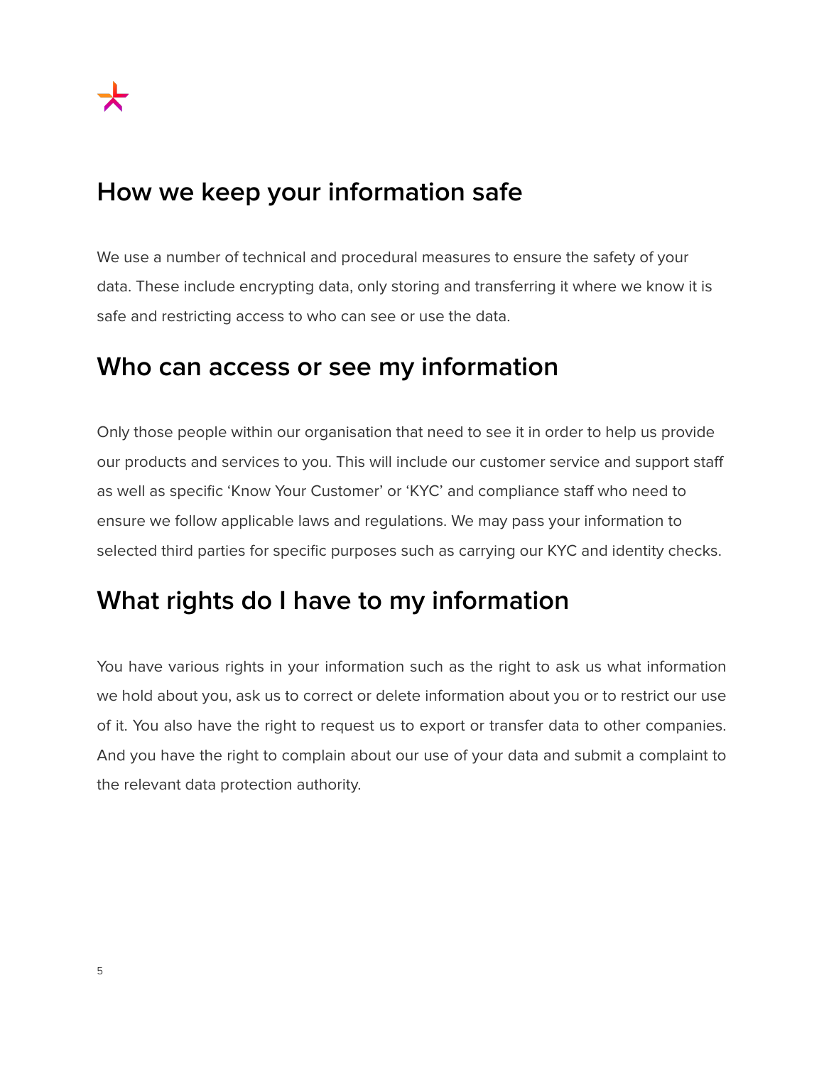## How we keep your information safe

We use a number of technical and procedural measures to ensure the safety of your data. These include encrypting data, only storing and transferring it where we know it is safe and restricting access to who can see or use the data.

## Who can access or see my information

Only those people within our organisation that need to see it in order to help us provide our products and services to you. This will include our customer service and support staff as well as specific 'Know Your Customer' or 'KYC' and compliance staff who need to ensure we follow applicable laws and regulations. We may pass your information to selected third parties for specific purposes such as carrying our KYC and identity checks.

## What rights do I have to my information

You have various rights in your information such as the right to ask us what information we hold about you, ask us to correct or delete information about you or to restrict our use of it. You also have the right to request us to export or transfer data to other companies. And you have the right to complain about our use of your data and submit a complaint to the relevant data protection authority.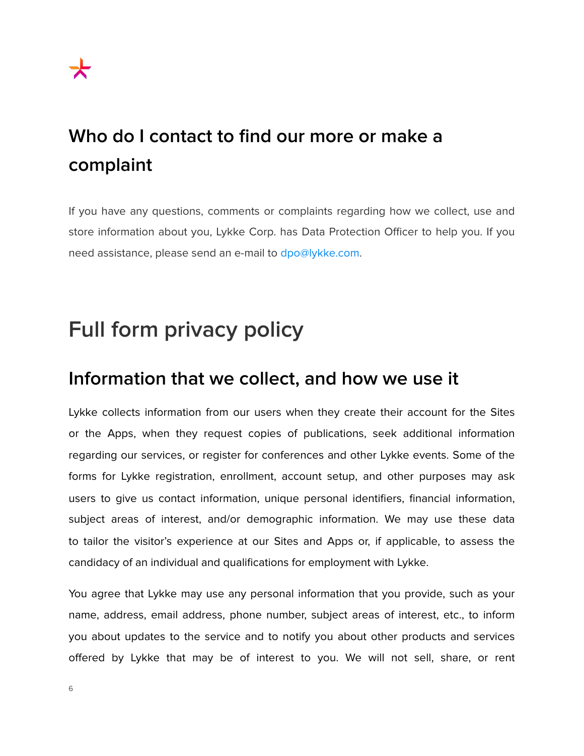## Who do I contact to find our more or make a complaint

If you have any questions, comments or complaints regarding how we collect, use and store information about you, Lykke Corp. has Data Protection Officer to help you. If you need assistance, please send an e-mail to dpo@lykke.com.

# Full form privacy policy

## Information that we collect, and how we use it

Lykke collects information from our users when they create their account for the Sites or the Apps, when they request copies of publications, seek additional information regarding our services, or register for conferences and other Lykke events. Some of the forms for Lykke registration, enrollment, account setup, and other purposes may ask users to give us contact information, unique personal identifiers, financial information, subject areas of interest, and/or demographic information. We may use these data to tailor the visitor's experience at our Sites and Apps or, if applicable, to assess the candidacy of an individual and qualifications for employment with Lykke.

You agree that Lykke may use any personal information that you provide, such as your name, address, email address, phone number, subject areas of interest, etc., to inform you about updates to the service and to notify you about other products and services offered by Lykke that may be of interest to you. We will not sell, share, or rent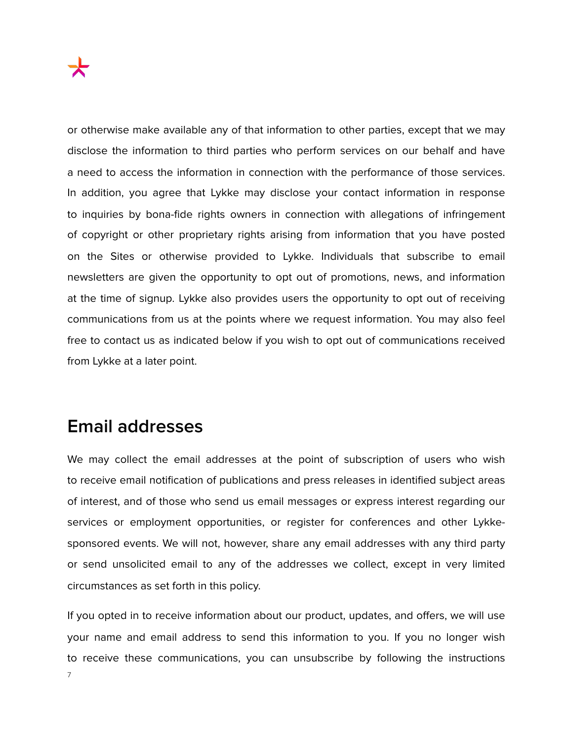or otherwise make available any of that information to other parties, except that we may disclose the information to third parties who perform services on our behalf and have a need to access the information in connection with the performance of those services. In addition, you agree that Lykke may disclose your contact information in response to inquiries by bona-fide rights owners in connection with allegations of infringement of copyright or other proprietary rights arising from information that you have posted on the Sites or otherwise provided to Lykke. Individuals that subscribe to email newsletters are given the opportunity to opt out of promotions, news, and information at the time of signup. Lykke also provides users the opportunity to opt out of receiving communications from us at the points where we request information. You may also feel free to contact us as indicated below if you wish to opt out of communications received from Lykke at a later point.

## Email addresses

We may collect the email addresses at the point of subscription of users who wish to receive email notification of publications and press releases in identified subject areas of interest, and of those who send us email messages or express interest regarding our services or employment opportunities, or register for conferences and other Lykke-sponsored events. We will not, however, share any email addresses with any third party or send unsolicited email to any of the addresses we collect, except in very limited circumstances as set forth in this policy.

If you opted in to receive information about our product, updates, and offers, we will use your name and email address to send this information to you. If you no longer wish to receive these communications, you can unsubscribe by following the instructions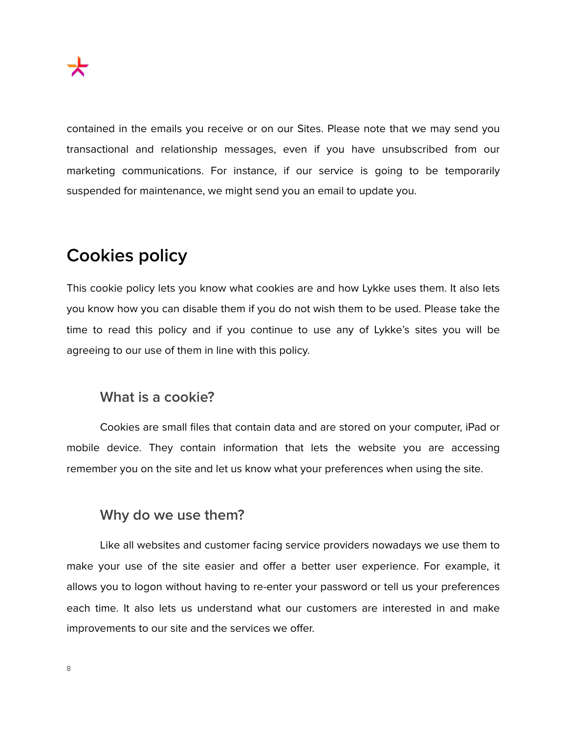contained in the emails you receive or on our Sites. Please note that we may send you transactional and relationship messages, even if you have unsubscribed from our marketing communications. For instance, if our service is going to be temporarily suspended for maintenance, we might send you an email to update you.

## Cookies policy

This cookie policy lets you know what cookies are and how Lykke uses them. It also lets you know how you can disable them if you do not wish them to be used. Please take the time to read this policy and if you continue to use any of Lykke's sites you will be agreeing to our use of them in line with this policy.

### What is a cookie?

Cookies are small files that contain data and are stored on your computer, iPad or mobile device. They contain information that lets the website you are accessing remember you on the site and let us know what your preferences when using the site.

### Why do we use them?

Like all websites and customer facing service providers nowadays we use them to make your use of the site easier and offer a better user experience. For example, it allows you to logon without having to re-enter your password or tell us your preferences each time. It also lets us understand what our customers are interested in and make improvements to our site and the services we offer.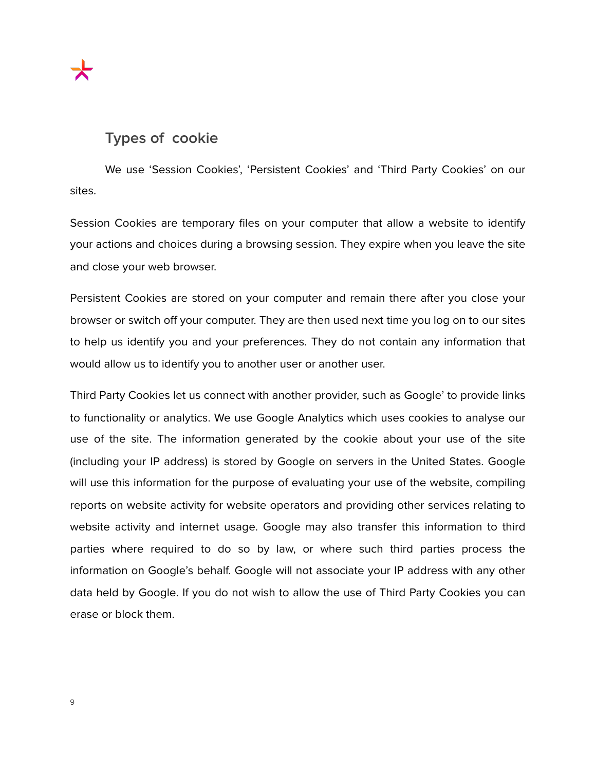## Types of cookie

We use ‘Session Cookies’, ‘Persistent Cookies’ and ‘Third Party Cookies’ on our sites.

Session Cookies are temporary files on your computer that allow a website to identify your actions and choices during a browsing session. They expire when you leave the site and close your web browser.

Persistent Cookies are stored on your computer and remain there after you close your browser or switch off your computer. They are then used next time you log on to our sites to help us identify you and your preferences. They do not contain any information that would allow us to identify you to another user or another user.

Third Party Cookies let us connect with another provider, such as Google’ to provide links to functionality or analytics. We use Google Analytics which uses cookies to analyse our use of the site. The information generated by the cookie about your use of the site (including your IP address) is stored by Google on servers in the United States. Google will use this information for the purpose of evaluating your use of the website, compiling reports on website activity for website operators and providing other services relating to website activity and internet usage. Google may also transfer this information to third parties where required to do so by law, or where such third parties process the information on Google’s behalf. Google will not associate your IP address with any other data held by Google. If you do not wish to allow the use of Third Party Cookies you can erase or block them.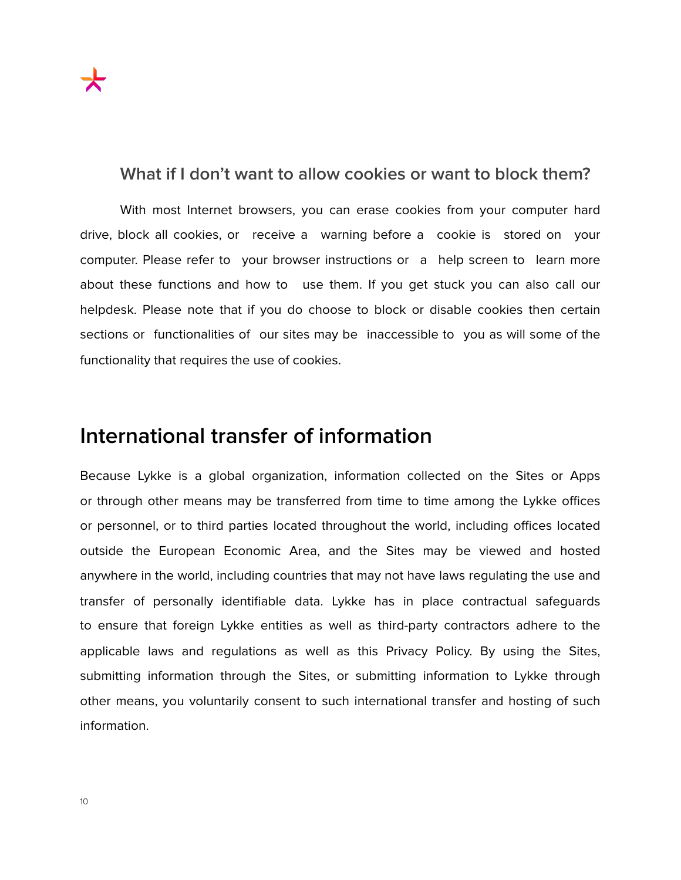### What if I don't want to allow cookies or want to block them?

With most Internet browsers, you can erase cookies from your computer hard drive, block all cookies, or receive a warning before a cookie is stored on your computer. Please refer to your browser instructions or a help screen to learn more about these functions and how to use them. If you get stuck you can also call our helpdesk. Please note that if you do choose to block or disable cookies then certain sections or functionalities of our sites may be inaccessible to you as will some of the functionality that requires the use of cookies.

## International transfer of information

Because Lykke is a global organization, information collected on the Sites or Apps or through other means may be transferred from time to time among the Lykke offices or personnel, or to third parties located throughout the world, including offices located outside the European Economic Area, and the Sites may be viewed and hosted anywhere in the world, including countries that may not have laws regulating the use and transfer of personally identifiable data. Lykke has in place contractual safeguards to ensure that foreign Lykke entities as well as third-party contractors adhere to the applicable laws and regulations as well as this Privacy Policy. By using the Sites, submitting information through the Sites, or submitting information to Lykke through other means, you voluntarily consent to such international transfer and hosting of such information.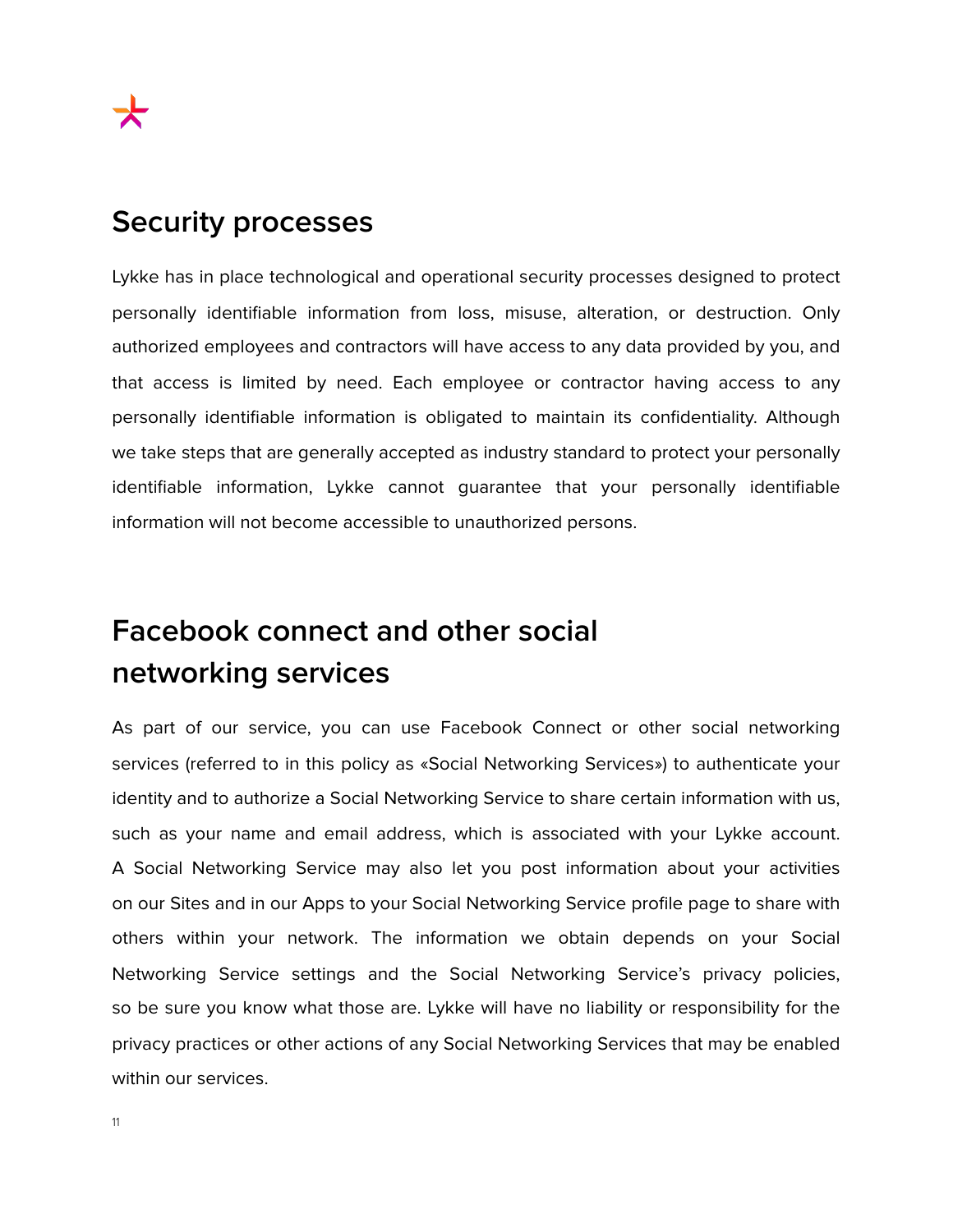## Security processes

Lykke has in place technological and operational security processes designed to protect personally identifiable information from loss, misuse, alteration, or destruction. Only authorized employees and contractors will have access to any data provided by you, and that access is limited by need. Each employee or contractor having access to any personally identifiable information is obligated to maintain its confidentiality. Although we take steps that are generally accepted as industry standard to protect your personally identifiable information, Lykke cannot guarantee that your personally identifiable information will not become accessible to unauthorized persons.

## Facebook connect and other social networking services

As part of our service, you can use Facebook Connect or other social networking services (referred to in this policy as «Social Networking Services») to authenticate your identity and to authorize a Social Networking Service to share certain information with us, such as your name and email address, which is associated with your Lykke account. A Social Networking Service may also let you post information about your activities on our Sites and in our Apps to your Social Networking Service profile page to share with others within your network. The information we obtain depends on your Social Networking Service settings and the Social Networking Service's privacy policies, so be sure you know what those are. Lykke will have no liability or responsibility for the privacy practices or other actions of any Social Networking Services that may be enabled within our services.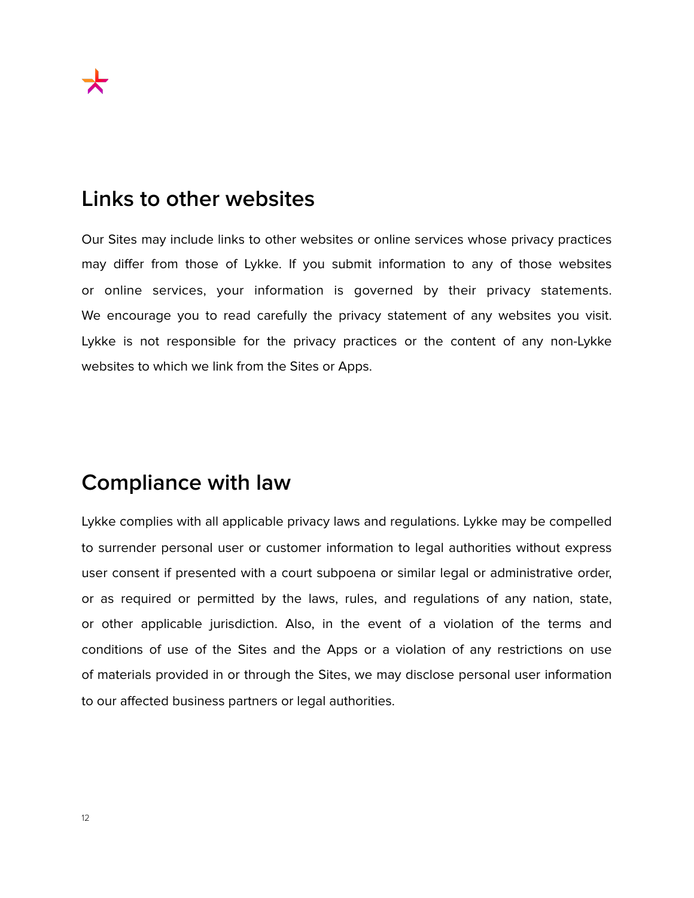## Links to other websites

Our Sites may include links to other websites or online services whose privacy practices may differ from those of Lykke. If you submit information to any of those websites or online services, your information is governed by their privacy statements. We encourage you to read carefully the privacy statement of any websites you visit. Lykke is not responsible for the privacy practices or the content of any non-Lykke websites to which we link from the Sites or Apps.

## Compliance with law

Lykke complies with all applicable privacy laws and regulations. Lykke may be compelled to surrender personal user or customer information to legal authorities without express user consent if presented with a court subpoena or similar legal or administrative order, or as required or permitted by the laws, rules, and regulations of any nation, state, or other applicable jurisdiction. Also, in the event of a violation of the terms and conditions of use of the Sites and the Apps or a violation of any restrictions on use of materials provided in or through the Sites, we may disclose personal user information to our affected business partners or legal authorities.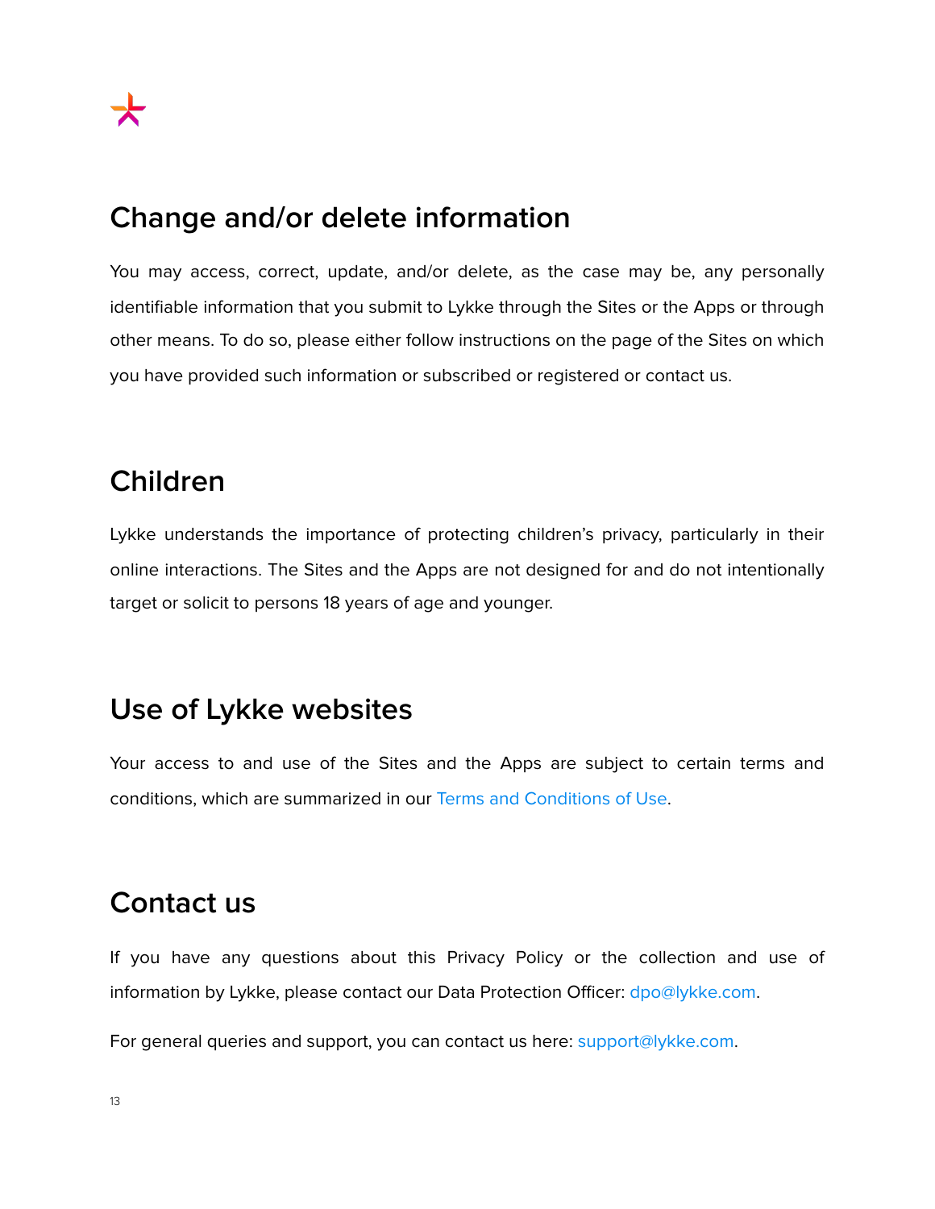## Change and/or delete information

You may access, correct, update, and/or delete, as the case may be, any personally identifiable information that you submit to Lykke through the Sites or the Apps or through other means. To do so, please either follow instructions on the page of the Sites on which you have provided such information or subscribed or registered or contact us.

## Children

Lykke understands the importance of protecting children's privacy, particularly in their online interactions. The Sites and the Apps are not designed for and do not intentionally target or solicit to persons 18 years of age and younger.

## Use of Lykke websites

Your access to and use of the Sites and the Apps are subject to certain terms and conditions, which are summarized in our Terms and Conditions of Use.

## Contact us

If you have any questions about this Privacy Policy or the collection and use of information by Lykke, please contact our Data Protection Officer: dpo@lykke.com.

For general queries and support, you can contact us here: support@lykke.com.